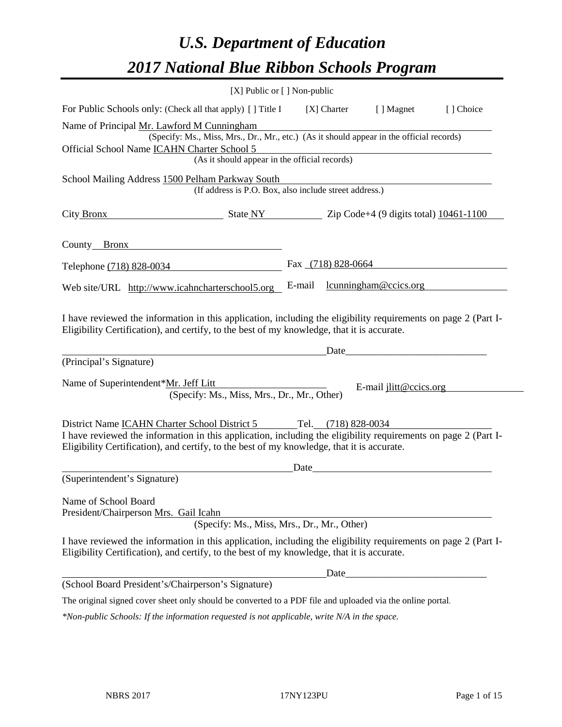# *U.S. Department of Education*

# *2017 National Blue Ribbon Schools Program*

[X] Public or [ ] Non-public

For Public Schools only: (Check all that apply) [ ] Title I [X] Charter [ ] Magnet [ ] Choice

Name of Principal Mr. Lawford M Cunningham
(Specify: Ms., Miss, Mrs., Dr., Mr., etc.) (As it should appear in the official records)

Official School Name ICAHN Charter School 5
(As it should appear in the official records)

School Mailing Address 1500 Pelham Parkway South
(If address is P.O. Box, also include street address.)

City Bronx State NY Zip Code+4 (9 digits total) 10461-1100

County Bronx

Telephone (718) 828-0034 Fax (718) 828-0664

Web site/URL http://www.icahncharterschool5.org E-mail lcunningham@ccics.org

I have reviewed the information in this application, including the eligibility requirements on page 2 (Part I-Eligibility Certification), and certify, to the best of my knowledge, that it is accurate.

_______________________________ Date_______________________
(Principal's Signature)

Name of Superintendent*Mr. Jeff Litt E-mail jlitt@ccics.org
(Specify: Ms., Miss, Mrs., Dr., Mr., Other)

District Name ICAHN Charter School District 5 Tel. (718) 828-0034

I have reviewed the information in this application, including the eligibility requirements on page 2 (Part I-Eligibility Certification), and certify, to the best of my knowledge, that it is accurate.

_______________________________ Date_______________________
(Superintendent's Signature)

Name of School Board
President/Chairperson Mrs. Gail Icahn
(Specify: Ms., Miss, Mrs., Dr., Mr., Other)

I have reviewed the information in this application, including the eligibility requirements on page 2 (Part I-Eligibility Certification), and certify, to the best of my knowledge, that it is accurate.

_______________________________ Date_______________________
(School Board President's/Chairperson's Signature)

The original signed cover sheet only should be converted to a PDF file and uploaded via the online portal.

*\*Non-public Schools: If the information requested is not applicable, write N/A in the space.*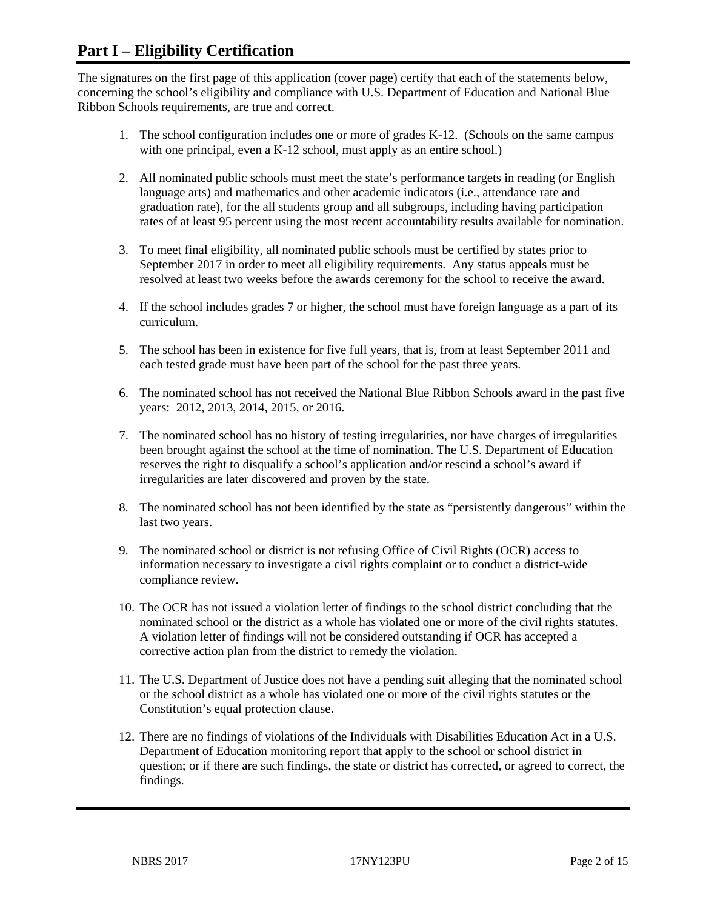# Part I – Eligibility Certification

The signatures on the first page of this application (cover page) certify that each of the statements below, concerning the school's eligibility and compliance with U.S. Department of Education and National Blue Ribbon Schools requirements, are true and correct.

1. The school configuration includes one or more of grades K-12. (Schools on the same campus with one principal, even a K-12 school, must apply as an entire school.)

2. All nominated public schools must meet the state's performance targets in reading (or English language arts) and mathematics and other academic indicators (i.e., attendance rate and graduation rate), for the all students group and all subgroups, including having participation rates of at least 95 percent using the most recent accountability results available for nomination.

3. To meet final eligibility, all nominated public schools must be certified by states prior to September 2017 in order to meet all eligibility requirements. Any status appeals must be resolved at least two weeks before the awards ceremony for the school to receive the award.

4. If the school includes grades 7 or higher, the school must have foreign language as a part of its curriculum.

5. The school has been in existence for five full years, that is, from at least September 2011 and each tested grade must have been part of the school for the past three years.

6. The nominated school has not received the National Blue Ribbon Schools award in the past five years: 2012, 2013, 2014, 2015, or 2016.

7. The nominated school has no history of testing irregularities, nor have charges of irregularities been brought against the school at the time of nomination. The U.S. Department of Education reserves the right to disqualify a school's application and/or rescind a school's award if irregularities are later discovered and proven by the state.

8. The nominated school has not been identified by the state as "persistently dangerous" within the last two years.

9. The nominated school or district is not refusing Office of Civil Rights (OCR) access to information necessary to investigate a civil rights complaint or to conduct a district-wide compliance review.

10. The OCR has not issued a violation letter of findings to the school district concluding that the nominated school or the district as a whole has violated one or more of the civil rights statutes. A violation letter of findings will not be considered outstanding if OCR has accepted a corrective action plan from the district to remedy the violation.

11. The U.S. Department of Justice does not have a pending suit alleging that the nominated school or the school district as a whole has violated one or more of the civil rights statutes or the Constitution's equal protection clause.

12. There are no findings of violations of the Individuals with Disabilities Education Act in a U.S. Department of Education monitoring report that apply to the school or school district in question; or if there are such findings, the state or district has corrected, or agreed to correct, the findings.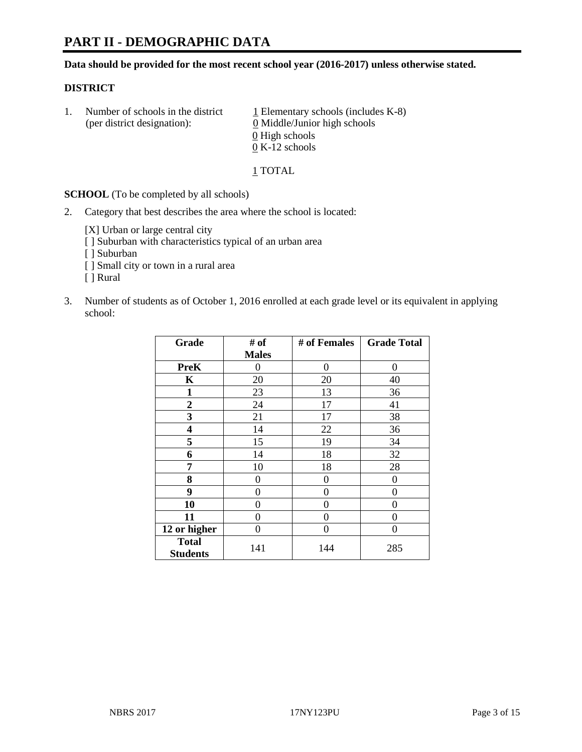# PART II - DEMOGRAPHIC DATA

**Data should be provided for the most recent school year (2016-2017) unless otherwise stated.**

## DISTRICT

1. Number of schools in the district (per district designation):
   - 1 Elementary schools (includes K-8)
   - 0 Middle/Junior high schools
   - 0 High schools
   - 0 K-12 schools

   1 TOTAL

**SCHOOL** (To be completed by all schools)

2. Category that best describes the area where the school is located:

   [X] Urban or large central city
   [ ] Suburban with characteristics typical of an urban area
   [ ] Suburban
   [ ] Small city or town in a rural area
   [ ] Rural

3. Number of students as of October 1, 2016 enrolled at each grade level or its equivalent in applying school:

| Grade | # of Males | # of Females | Grade Total |
|---|---|---|---|
| **PreK** | 0 | 0 | 0 |
| **K** | 20 | 20 | 40 |
| **1** | 23 | 13 | 36 |
| **2** | 24 | 17 | 41 |
| **3** | 21 | 17 | 38 |
| **4** | 14 | 22 | 36 |
| **5** | 15 | 19 | 34 |
| **6** | 14 | 18 | 32 |
| **7** | 10 | 18 | 28 |
| **8** | 0 | 0 | 0 |
| **9** | 0 | 0 | 0 |
| **10** | 0 | 0 | 0 |
| **11** | 0 | 0 | 0 |
| **12 or higher** | 0 | 0 | 0 |
| **Total Students** | 141 | 144 | 285 |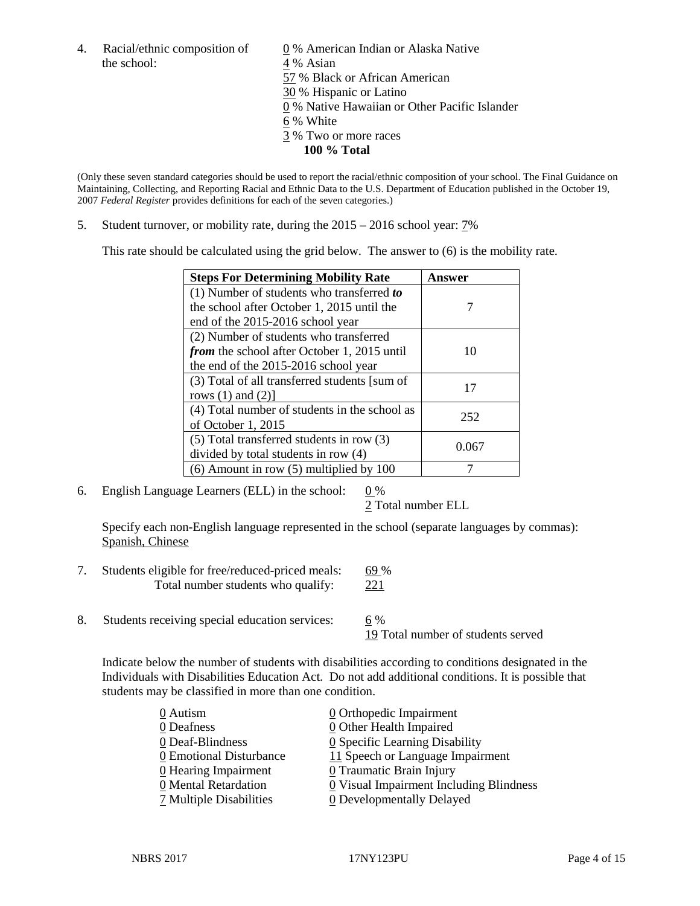4. Racial/ethnic composition of the school:

0 % American Indian or Alaska Native
4 % Asian
57 % Black or African American
30 % Hispanic or Latino
0 % Native Hawaiian or Other Pacific Islander
6 % White
3 % Two or more races
**100 % Total**

(Only these seven standard categories should be used to report the racial/ethnic composition of your school. The Final Guidance on Maintaining, Collecting, and Reporting Racial and Ethnic Data to the U.S. Department of Education published in the October 19, 2007 *Federal Register* provides definitions for each of the seven categories.)

5. Student turnover, or mobility rate, during the 2015 – 2016 school year: 7%

This rate should be calculated using the grid below. The answer to (6) is the mobility rate.

| Steps For Determining Mobility Rate | Answer |
|---|---|
| (1) Number of students who transferred ***to*** the school after October 1, 2015 until the end of the 2015-2016 school year | 7 |
| (2) Number of students who transferred ***from*** the school after October 1, 2015 until the end of the 2015-2016 school year | 10 |
| (3) Total of all transferred students [sum of rows (1) and (2)] | 17 |
| (4) Total number of students in the school as of October 1, 2015 | 252 |
| (5) Total transferred students in row (3) divided by total students in row (4) | 0.067 |
| (6) Amount in row (5) multiplied by 100 | 7 |

6. English Language Learners (ELL) in the school: 0 %
2 Total number ELL

Specify each non-English language represented in the school (separate languages by commas):
Spanish, Chinese

7. Students eligible for free/reduced-priced meals: 69 %
Total number students who qualify: 221

8. Students receiving special education services: 6 %
19 Total number of students served

Indicate below the number of students with disabilities according to conditions designated in the Individuals with Disabilities Education Act. Do not add additional conditions. It is possible that students may be classified in more than one condition.

0 Autism
0 Deafness
0 Deaf-Blindness
0 Emotional Disturbance
0 Hearing Impairment
0 Mental Retardation
7 Multiple Disabilities
0 Orthopedic Impairment
0 Other Health Impaired
0 Specific Learning Disability
11 Speech or Language Impairment
0 Traumatic Brain Injury
0 Visual Impairment Including Blindness
0 Developmentally Delayed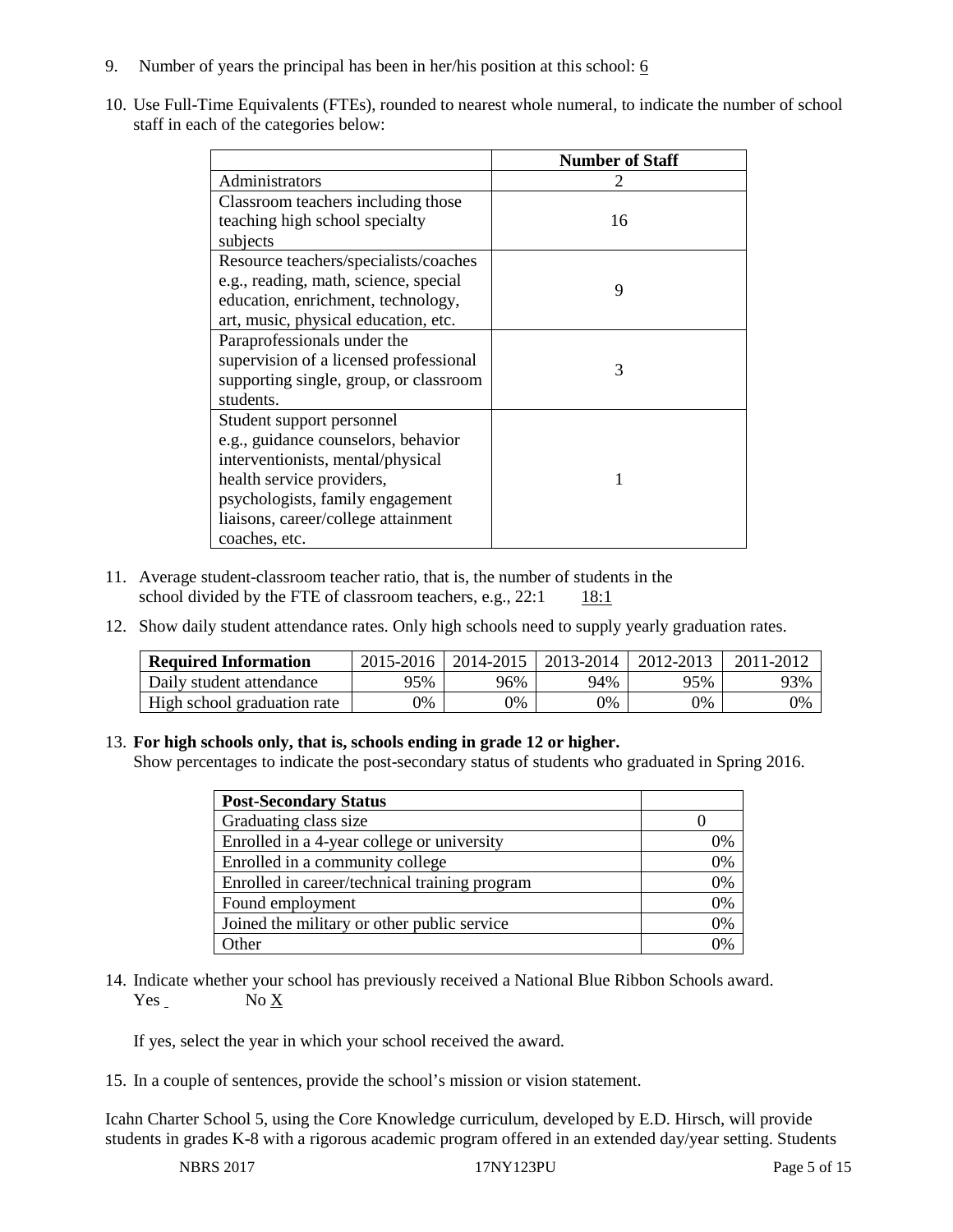9. Number of years the principal has been in her/his position at this school: 6

10. Use Full-Time Equivalents (FTEs), rounded to nearest whole numeral, to indicate the number of school staff in each of the categories below:

| | Number of Staff |
|---|---|
| Administrators | 2 |
| Classroom teachers including those teaching high school specialty subjects | 16 |
| Resource teachers/specialists/coaches e.g., reading, math, science, special education, enrichment, technology, art, music, physical education, etc. | 9 |
| Paraprofessionals under the supervision of a licensed professional supporting single, group, or classroom students. | 3 |
| Student support personnel e.g., guidance counselors, behavior interventionists, mental/physical health service providers, psychologists, family engagement liaisons, career/college attainment coaches, etc. | 1 |

11. Average student-classroom teacher ratio, that is, the number of students in the school divided by the FTE of classroom teachers, e.g., 22:1 18:1

12. Show daily student attendance rates. Only high schools need to supply yearly graduation rates.

| Required Information | 2015-2016 | 2014-2015 | 2013-2014 | 2012-2013 | 2011-2012 |
|---|---|---|---|---|---|
| Daily student attendance | 95% | 96% | 94% | 95% | 93% |
| High school graduation rate | 0% | 0% | 0% | 0% | 0% |

13. **For high schools only, that is, schools ending in grade 12 or higher.**
Show percentages to indicate the post-secondary status of students who graduated in Spring 2016.

| Post-Secondary Status | |
|---|---|
| Graduating class size | 0 |
| Enrolled in a 4-year college or university | 0% |
| Enrolled in a community college | 0% |
| Enrolled in career/technical training program | 0% |
| Found employment | 0% |
| Joined the military or other public service | 0% |
| Other | 0% |

14. Indicate whether your school has previously received a National Blue Ribbon Schools award.
Yes No X

If yes, select the year in which your school received the award.

15. In a couple of sentences, provide the school's mission or vision statement.

Icahn Charter School 5, using the Core Knowledge curriculum, developed by E.D. Hirsch, will provide students in grades K-8 with a rigorous academic program offered in an extended day/year setting. Students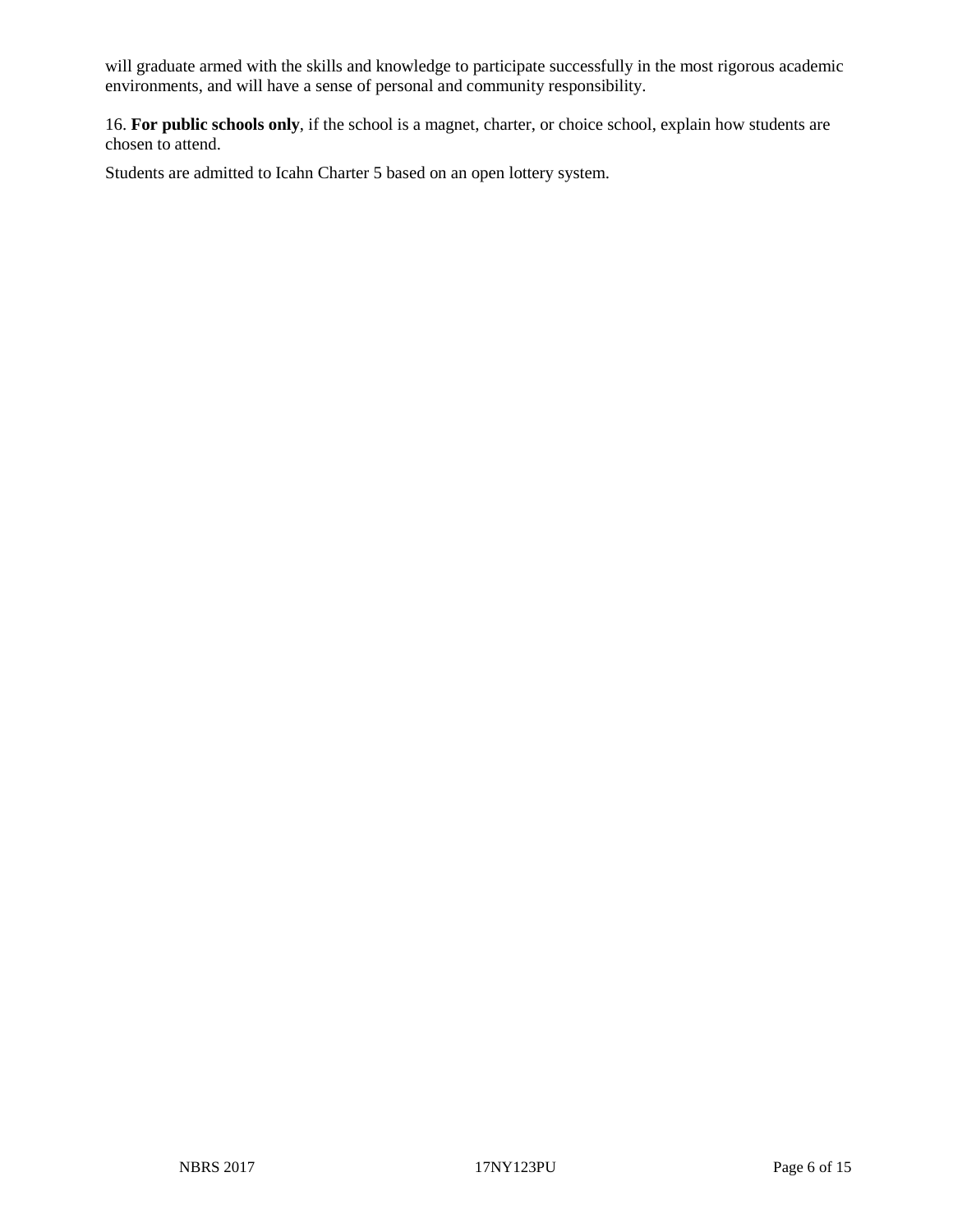will graduate armed with the skills and knowledge to participate successfully in the most rigorous academic environments, and will have a sense of personal and community responsibility.

16. **For public schools only**, if the school is a magnet, charter, or choice school, explain how students are chosen to attend.

Students are admitted to Icahn Charter 5 based on an open lottery system.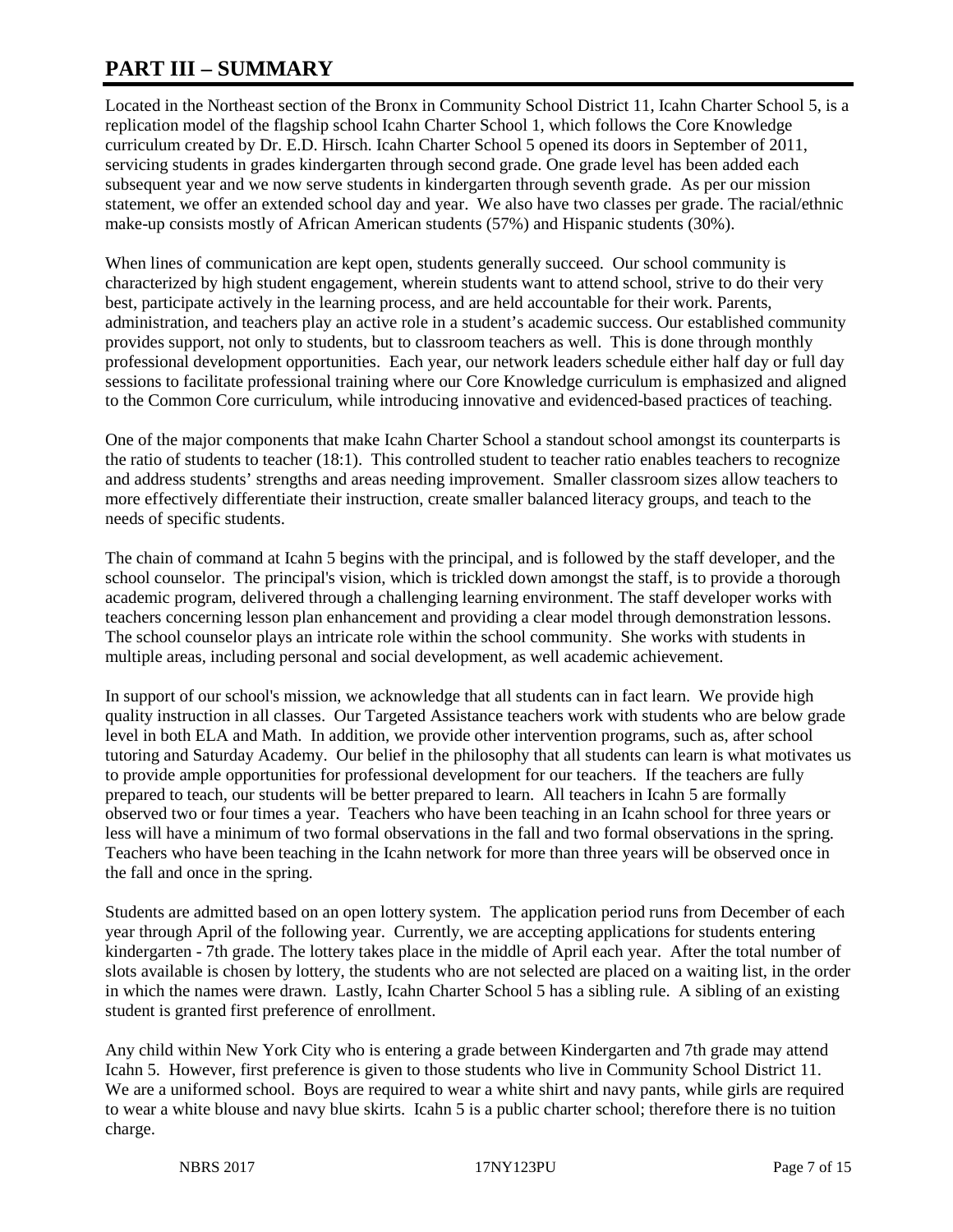# PART III – SUMMARY

Located in the Northeast section of the Bronx in Community School District 11, Icahn Charter School 5, is a replication model of the flagship school Icahn Charter School 1, which follows the Core Knowledge curriculum created by Dr. E.D. Hirsch. Icahn Charter School 5 opened its doors in September of 2011, servicing students in grades kindergarten through second grade. One grade level has been added each subsequent year and we now serve students in kindergarten through seventh grade. As per our mission statement, we offer an extended school day and year. We also have two classes per grade. The racial/ethnic make-up consists mostly of African American students (57%) and Hispanic students (30%).

When lines of communication are kept open, students generally succeed. Our school community is characterized by high student engagement, wherein students want to attend school, strive to do their very best, participate actively in the learning process, and are held accountable for their work. Parents, administration, and teachers play an active role in a student's academic success. Our established community provides support, not only to students, but to classroom teachers as well. This is done through monthly professional development opportunities. Each year, our network leaders schedule either half day or full day sessions to facilitate professional training where our Core Knowledge curriculum is emphasized and aligned to the Common Core curriculum, while introducing innovative and evidenced-based practices of teaching.

One of the major components that make Icahn Charter School a standout school amongst its counterparts is the ratio of students to teacher (18:1). This controlled student to teacher ratio enables teachers to recognize and address students' strengths and areas needing improvement. Smaller classroom sizes allow teachers to more effectively differentiate their instruction, create smaller balanced literacy groups, and teach to the needs of specific students.

The chain of command at Icahn 5 begins with the principal, and is followed by the staff developer, and the school counselor. The principal's vision, which is trickled down amongst the staff, is to provide a thorough academic program, delivered through a challenging learning environment. The staff developer works with teachers concerning lesson plan enhancement and providing a clear model through demonstration lessons. The school counselor plays an intricate role within the school community. She works with students in multiple areas, including personal and social development, as well academic achievement.

In support of our school's mission, we acknowledge that all students can in fact learn. We provide high quality instruction in all classes. Our Targeted Assistance teachers work with students who are below grade level in both ELA and Math. In addition, we provide other intervention programs, such as, after school tutoring and Saturday Academy. Our belief in the philosophy that all students can learn is what motivates us to provide ample opportunities for professional development for our teachers. If the teachers are fully prepared to teach, our students will be better prepared to learn. All teachers in Icahn 5 are formally observed two or four times a year. Teachers who have been teaching in an Icahn school for three years or less will have a minimum of two formal observations in the fall and two formal observations in the spring. Teachers who have been teaching in the Icahn network for more than three years will be observed once in the fall and once in the spring.

Students are admitted based on an open lottery system. The application period runs from December of each year through April of the following year. Currently, we are accepting applications for students entering kindergarten - 7th grade. The lottery takes place in the middle of April each year. After the total number of slots available is chosen by lottery, the students who are not selected are placed on a waiting list, in the order in which the names were drawn. Lastly, Icahn Charter School 5 has a sibling rule. A sibling of an existing student is granted first preference of enrollment.

Any child within New York City who is entering a grade between Kindergarten and 7th grade may attend Icahn 5. However, first preference is given to those students who live in Community School District 11. We are a uniformed school. Boys are required to wear a white shirt and navy pants, while girls are required to wear a white blouse and navy blue skirts. Icahn 5 is a public charter school; therefore there is no tuition charge.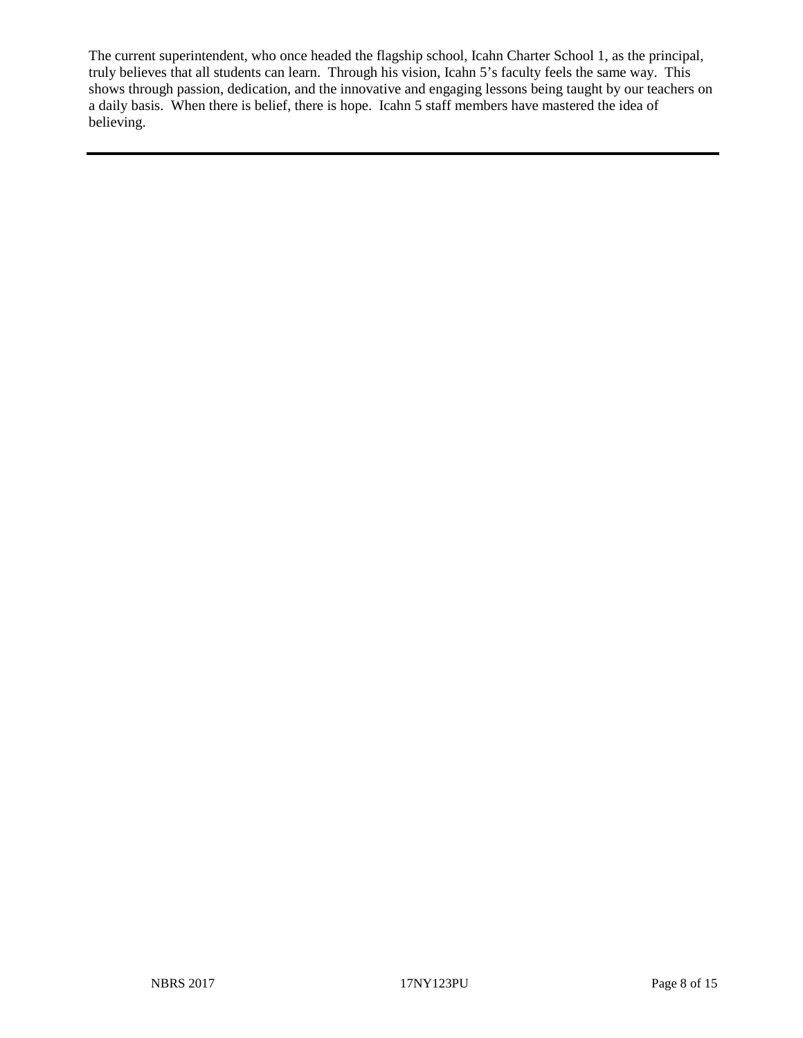The current superintendent, who once headed the flagship school, Icahn Charter School 1, as the principal, truly believes that all students can learn. Through his vision, Icahn 5's faculty feels the same way. This shows through passion, dedication, and the innovative and engaging lessons being taught by our teachers on a daily basis. When there is belief, there is hope. Icahn 5 staff members have mastered the idea of believing.

---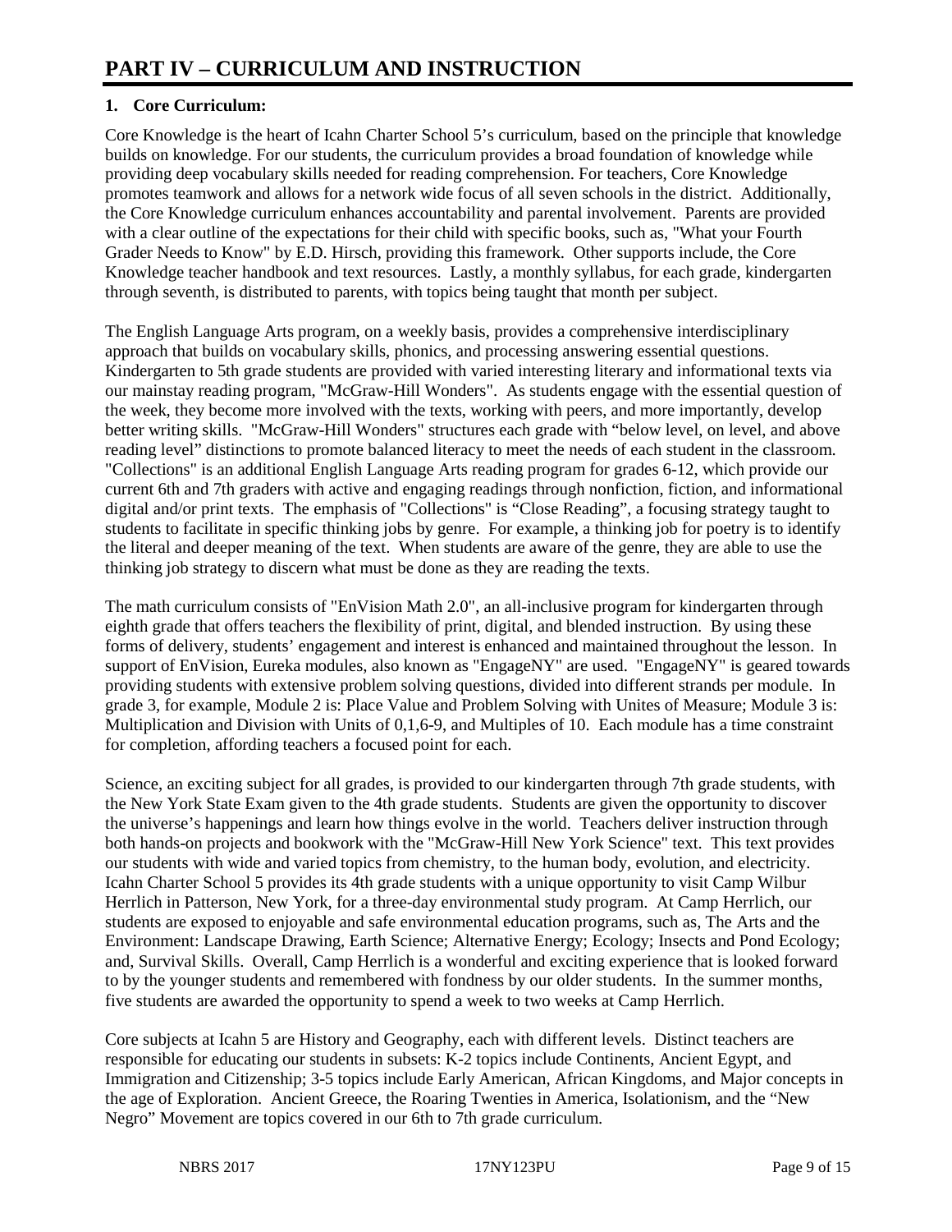# PART IV – CURRICULUM AND INSTRUCTION

## 1. Core Curriculum:

Core Knowledge is the heart of Icahn Charter School 5's curriculum, based on the principle that knowledge builds on knowledge. For our students, the curriculum provides a broad foundation of knowledge while providing deep vocabulary skills needed for reading comprehension. For teachers, Core Knowledge promotes teamwork and allows for a network wide focus of all seven schools in the district. Additionally, the Core Knowledge curriculum enhances accountability and parental involvement. Parents are provided with a clear outline of the expectations for their child with specific books, such as, "What your Fourth Grader Needs to Know" by E.D. Hirsch, providing this framework. Other supports include, the Core Knowledge teacher handbook and text resources. Lastly, a monthly syllabus, for each grade, kindergarten through seventh, is distributed to parents, with topics being taught that month per subject.

The English Language Arts program, on a weekly basis, provides a comprehensive interdisciplinary approach that builds on vocabulary skills, phonics, and processing answering essential questions. Kindergarten to 5th grade students are provided with varied interesting literary and informational texts via our mainstay reading program, "McGraw-Hill Wonders". As students engage with the essential question of the week, they become more involved with the texts, working with peers, and more importantly, develop better writing skills. "McGraw-Hill Wonders" structures each grade with "below level, on level, and above reading level" distinctions to promote balanced literacy to meet the needs of each student in the classroom. "Collections" is an additional English Language Arts reading program for grades 6-12, which provide our current 6th and 7th graders with active and engaging readings through nonfiction, fiction, and informational digital and/or print texts. The emphasis of "Collections" is "Close Reading", a focusing strategy taught to students to facilitate in specific thinking jobs by genre. For example, a thinking job for poetry is to identify the literal and deeper meaning of the text. When students are aware of the genre, they are able to use the thinking job strategy to discern what must be done as they are reading the texts.

The math curriculum consists of "EnVision Math 2.0", an all-inclusive program for kindergarten through eighth grade that offers teachers the flexibility of print, digital, and blended instruction. By using these forms of delivery, students' engagement and interest is enhanced and maintained throughout the lesson. In support of EnVision, Eureka modules, also known as "EngageNY" are used. "EngageNY" is geared towards providing students with extensive problem solving questions, divided into different strands per module. In grade 3, for example, Module 2 is: Place Value and Problem Solving with Unites of Measure; Module 3 is: Multiplication and Division with Units of 0,1,6-9, and Multiples of 10. Each module has a time constraint for completion, affording teachers a focused point for each.

Science, an exciting subject for all grades, is provided to our kindergarten through 7th grade students, with the New York State Exam given to the 4th grade students. Students are given the opportunity to discover the universe's happenings and learn how things evolve in the world. Teachers deliver instruction through both hands-on projects and bookwork with the "McGraw-Hill New York Science" text. This text provides our students with wide and varied topics from chemistry, to the human body, evolution, and electricity. Icahn Charter School 5 provides its 4th grade students with a unique opportunity to visit Camp Wilbur Herrlich in Patterson, New York, for a three-day environmental study program. At Camp Herrlich, our students are exposed to enjoyable and safe environmental education programs, such as, The Arts and the Environment: Landscape Drawing, Earth Science; Alternative Energy; Ecology; Insects and Pond Ecology; and, Survival Skills. Overall, Camp Herrlich is a wonderful and exciting experience that is looked forward to by the younger students and remembered with fondness by our older students. In the summer months, five students are awarded the opportunity to spend a week to two weeks at Camp Herrlich.

Core subjects at Icahn 5 are History and Geography, each with different levels. Distinct teachers are responsible for educating our students in subsets: K-2 topics include Continents, Ancient Egypt, and Immigration and Citizenship; 3-5 topics include Early American, African Kingdoms, and Major concepts in the age of Exploration. Ancient Greece, the Roaring Twenties in America, Isolationism, and the "New Negro" Movement are topics covered in our 6th to 7th grade curriculum.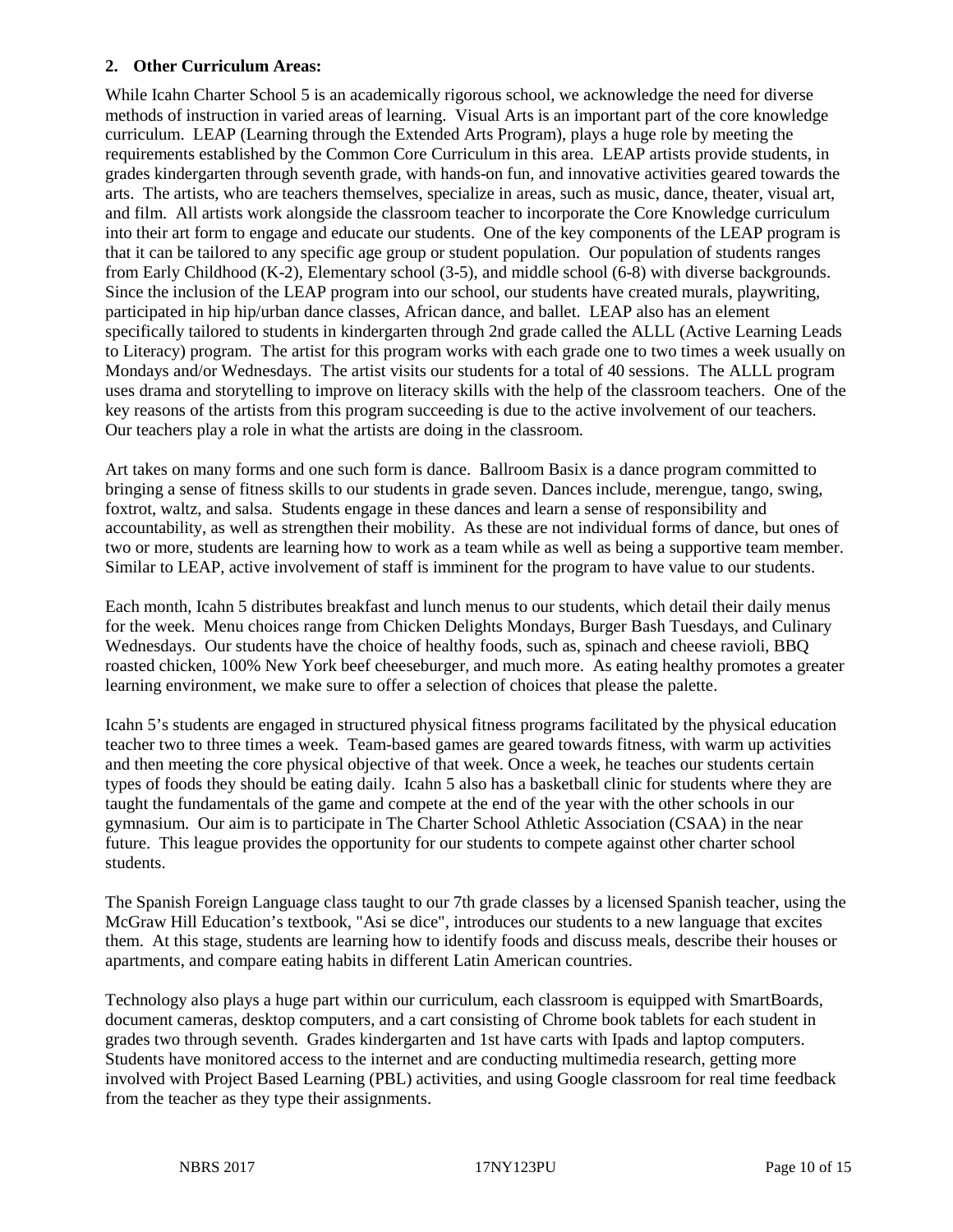**2. Other Curriculum Areas:**

While Icahn Charter School 5 is an academically rigorous school, we acknowledge the need for diverse methods of instruction in varied areas of learning. Visual Arts is an important part of the core knowledge curriculum. LEAP (Learning through the Extended Arts Program), plays a huge role by meeting the requirements established by the Common Core Curriculum in this area. LEAP artists provide students, in grades kindergarten through seventh grade, with hands-on fun, and innovative activities geared towards the arts. The artists, who are teachers themselves, specialize in areas, such as music, dance, theater, visual art, and film. All artists work alongside the classroom teacher to incorporate the Core Knowledge curriculum into their art form to engage and educate our students. One of the key components of the LEAP program is that it can be tailored to any specific age group or student population. Our population of students ranges from Early Childhood (K-2), Elementary school (3-5), and middle school (6-8) with diverse backgrounds. Since the inclusion of the LEAP program into our school, our students have created murals, playwriting, participated in hip hip/urban dance classes, African dance, and ballet. LEAP also has an element specifically tailored to students in kindergarten through 2nd grade called the ALLL (Active Learning Leads to Literacy) program. The artist for this program works with each grade one to two times a week usually on Mondays and/or Wednesdays. The artist visits our students for a total of 40 sessions. The ALLL program uses drama and storytelling to improve on literacy skills with the help of the classroom teachers. One of the key reasons of the artists from this program succeeding is due to the active involvement of our teachers. Our teachers play a role in what the artists are doing in the classroom.

Art takes on many forms and one such form is dance. Ballroom Basix is a dance program committed to bringing a sense of fitness skills to our students in grade seven. Dances include, merengue, tango, swing, foxtrot, waltz, and salsa. Students engage in these dances and learn a sense of responsibility and accountability, as well as strengthen their mobility. As these are not individual forms of dance, but ones of two or more, students are learning how to work as a team while as well as being a supportive team member. Similar to LEAP, active involvement of staff is imminent for the program to have value to our students.

Each month, Icahn 5 distributes breakfast and lunch menus to our students, which detail their daily menus for the week. Menu choices range from Chicken Delights Mondays, Burger Bash Tuesdays, and Culinary Wednesdays. Our students have the choice of healthy foods, such as, spinach and cheese ravioli, BBQ roasted chicken, 100% New York beef cheeseburger, and much more. As eating healthy promotes a greater learning environment, we make sure to offer a selection of choices that please the palette.

Icahn 5's students are engaged in structured physical fitness programs facilitated by the physical education teacher two to three times a week. Team-based games are geared towards fitness, with warm up activities and then meeting the core physical objective of that week. Once a week, he teaches our students certain types of foods they should be eating daily. Icahn 5 also has a basketball clinic for students where they are taught the fundamentals of the game and compete at the end of the year with the other schools in our gymnasium. Our aim is to participate in The Charter School Athletic Association (CSAA) in the near future. This league provides the opportunity for our students to compete against other charter school students.

The Spanish Foreign Language class taught to our 7th grade classes by a licensed Spanish teacher, using the McGraw Hill Education's textbook, "Asi se dice", introduces our students to a new language that excites them. At this stage, students are learning how to identify foods and discuss meals, describe their houses or apartments, and compare eating habits in different Latin American countries.

Technology also plays a huge part within our curriculum, each classroom is equipped with SmartBoards, document cameras, desktop computers, and a cart consisting of Chrome book tablets for each student in grades two through seventh. Grades kindergarten and 1st have carts with Ipads and laptop computers. Students have monitored access to the internet and are conducting multimedia research, getting more involved with Project Based Learning (PBL) activities, and using Google classroom for real time feedback from the teacher as they type their assignments.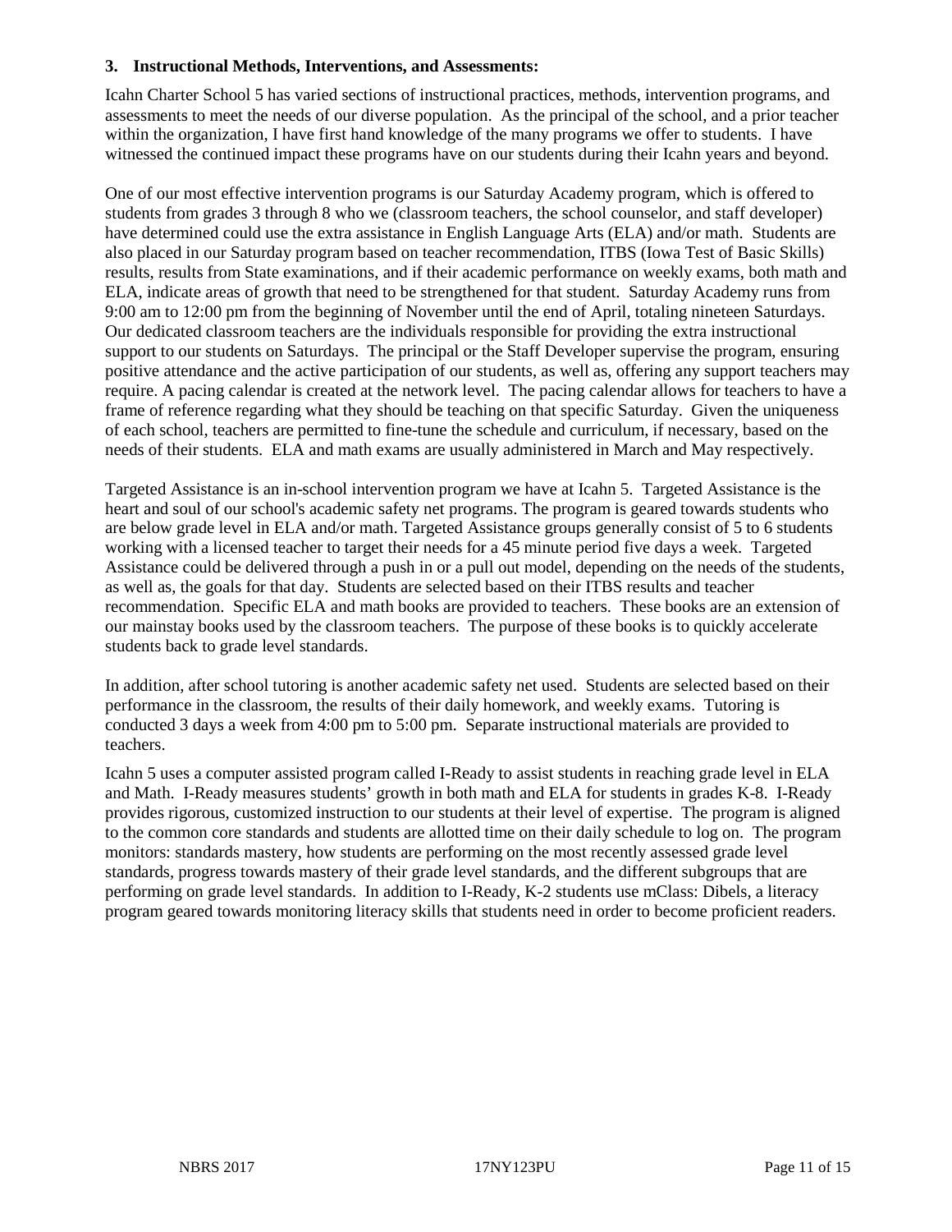**3. Instructional Methods, Interventions, and Assessments:**

Icahn Charter School 5 has varied sections of instructional practices, methods, intervention programs, and assessments to meet the needs of our diverse population. As the principal of the school, and a prior teacher within the organization, I have first hand knowledge of the many programs we offer to students. I have witnessed the continued impact these programs have on our students during their Icahn years and beyond.

One of our most effective intervention programs is our Saturday Academy program, which is offered to students from grades 3 through 8 who we (classroom teachers, the school counselor, and staff developer) have determined could use the extra assistance in English Language Arts (ELA) and/or math. Students are also placed in our Saturday program based on teacher recommendation, ITBS (Iowa Test of Basic Skills) results, results from State examinations, and if their academic performance on weekly exams, both math and ELA, indicate areas of growth that need to be strengthened for that student. Saturday Academy runs from 9:00 am to 12:00 pm from the beginning of November until the end of April, totaling nineteen Saturdays. Our dedicated classroom teachers are the individuals responsible for providing the extra instructional support to our students on Saturdays. The principal or the Staff Developer supervise the program, ensuring positive attendance and the active participation of our students, as well as, offering any support teachers may require. A pacing calendar is created at the network level. The pacing calendar allows for teachers to have a frame of reference regarding what they should be teaching on that specific Saturday. Given the uniqueness of each school, teachers are permitted to fine-tune the schedule and curriculum, if necessary, based on the needs of their students. ELA and math exams are usually administered in March and May respectively.

Targeted Assistance is an in-school intervention program we have at Icahn 5. Targeted Assistance is the heart and soul of our school's academic safety net programs. The program is geared towards students who are below grade level in ELA and/or math. Targeted Assistance groups generally consist of 5 to 6 students working with a licensed teacher to target their needs for a 45 minute period five days a week. Targeted Assistance could be delivered through a push in or a pull out model, depending on the needs of the students, as well as, the goals for that day. Students are selected based on their ITBS results and teacher recommendation. Specific ELA and math books are provided to teachers. These books are an extension of our mainstay books used by the classroom teachers. The purpose of these books is to quickly accelerate students back to grade level standards.

In addition, after school tutoring is another academic safety net used. Students are selected based on their performance in the classroom, the results of their daily homework, and weekly exams. Tutoring is conducted 3 days a week from 4:00 pm to 5:00 pm. Separate instructional materials are provided to teachers.

Icahn 5 uses a computer assisted program called I-Ready to assist students in reaching grade level in ELA and Math. I-Ready measures students' growth in both math and ELA for students in grades K-8. I-Ready provides rigorous, customized instruction to our students at their level of expertise. The program is aligned to the common core standards and students are allotted time on their daily schedule to log on. The program monitors: standards mastery, how students are performing on the most recently assessed grade level standards, progress towards mastery of their grade level standards, and the different subgroups that are performing on grade level standards. In addition to I-Ready, K-2 students use mClass: Dibels, a literacy program geared towards monitoring literacy skills that students need in order to become proficient readers.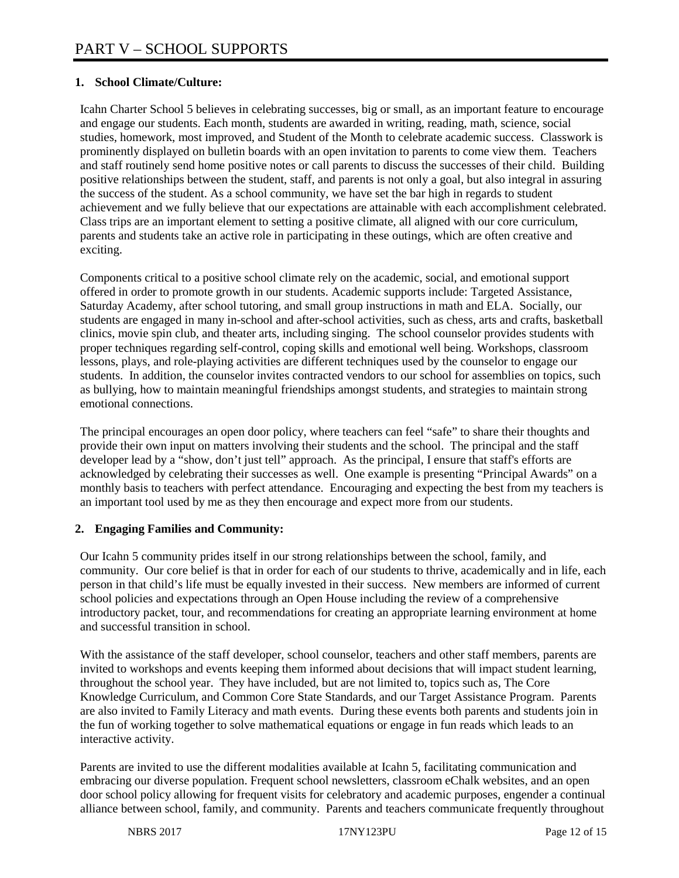# PART V – SCHOOL SUPPORTS

**1. School Climate/Culture:**

Icahn Charter School 5 believes in celebrating successes, big or small, as an important feature to encourage and engage our students. Each month, students are awarded in writing, reading, math, science, social studies, homework, most improved, and Student of the Month to celebrate academic success. Classwork is prominently displayed on bulletin boards with an open invitation to parents to come view them. Teachers and staff routinely send home positive notes or call parents to discuss the successes of their child. Building positive relationships between the student, staff, and parents is not only a goal, but also integral in assuring the success of the student. As a school community, we have set the bar high in regards to student achievement and we fully believe that our expectations are attainable with each accomplishment celebrated. Class trips are an important element to setting a positive climate, all aligned with our core curriculum, parents and students take an active role in participating in these outings, which are often creative and exciting.

Components critical to a positive school climate rely on the academic, social, and emotional support offered in order to promote growth in our students. Academic supports include: Targeted Assistance, Saturday Academy, after school tutoring, and small group instructions in math and ELA. Socially, our students are engaged in many in-school and after-school activities, such as chess, arts and crafts, basketball clinics, movie spin club, and theater arts, including singing. The school counselor provides students with proper techniques regarding self-control, coping skills and emotional well being. Workshops, classroom lessons, plays, and role-playing activities are different techniques used by the counselor to engage our students. In addition, the counselor invites contracted vendors to our school for assemblies on topics, such as bullying, how to maintain meaningful friendships amongst students, and strategies to maintain strong emotional connections.

The principal encourages an open door policy, where teachers can feel "safe" to share their thoughts and provide their own input on matters involving their students and the school. The principal and the staff developer lead by a "show, don't just tell" approach. As the principal, I ensure that staff's efforts are acknowledged by celebrating their successes as well. One example is presenting "Principal Awards" on a monthly basis to teachers with perfect attendance. Encouraging and expecting the best from my teachers is an important tool used by me as they then encourage and expect more from our students.

**2. Engaging Families and Community:**

Our Icahn 5 community prides itself in our strong relationships between the school, family, and community. Our core belief is that in order for each of our students to thrive, academically and in life, each person in that child's life must be equally invested in their success. New members are informed of current school policies and expectations through an Open House including the review of a comprehensive introductory packet, tour, and recommendations for creating an appropriate learning environment at home and successful transition in school.

With the assistance of the staff developer, school counselor, teachers and other staff members, parents are invited to workshops and events keeping them informed about decisions that will impact student learning, throughout the school year. They have included, but are not limited to, topics such as, The Core Knowledge Curriculum, and Common Core State Standards, and our Target Assistance Program. Parents are also invited to Family Literacy and math events. During these events both parents and students join in the fun of working together to solve mathematical equations or engage in fun reads which leads to an interactive activity.

Parents are invited to use the different modalities available at Icahn 5, facilitating communication and embracing our diverse population. Frequent school newsletters, classroom eChalk websites, and an open door school policy allowing for frequent visits for celebratory and academic purposes, engender a continual alliance between school, family, and community. Parents and teachers communicate frequently throughout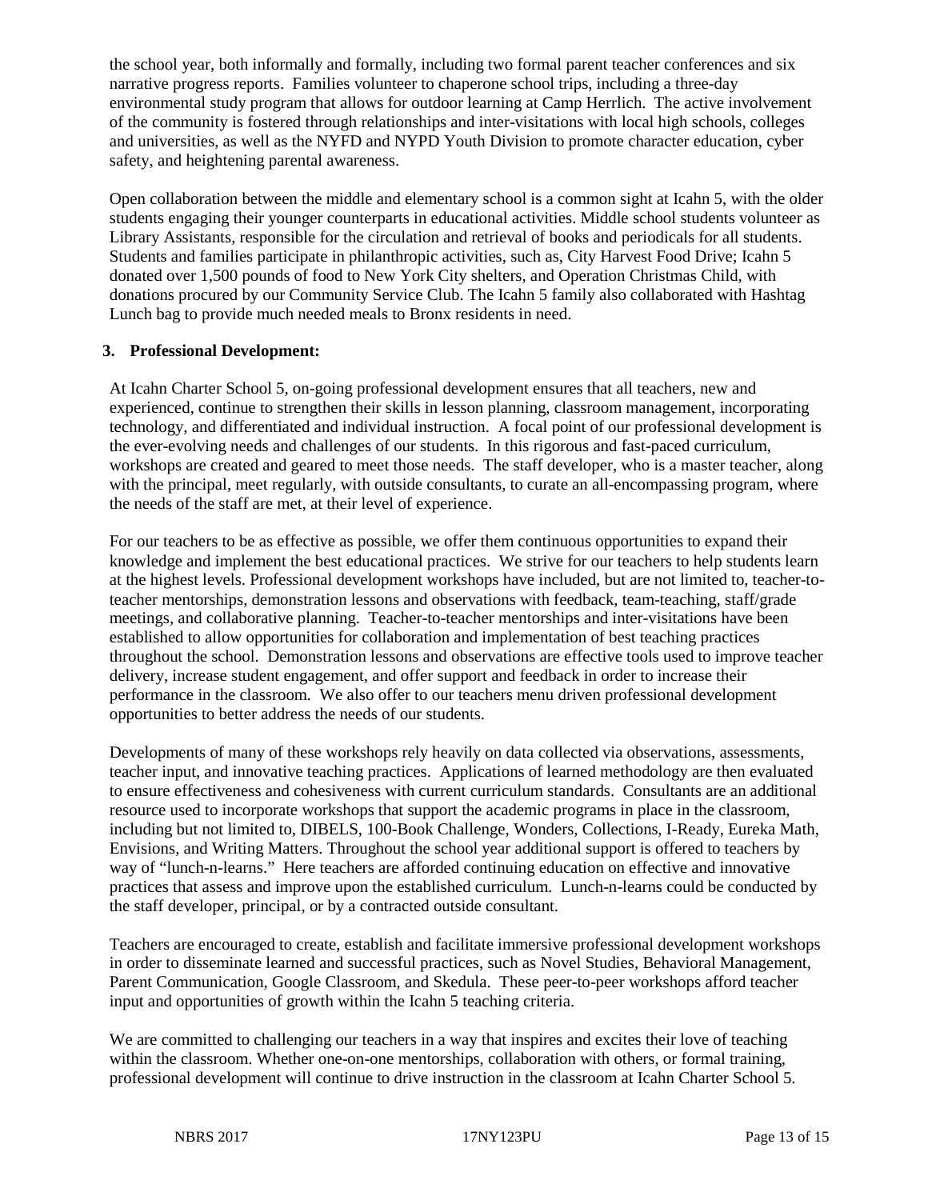the school year, both informally and formally, including two formal parent teacher conferences and six narrative progress reports. Families volunteer to chaperone school trips, including a three-day environmental study program that allows for outdoor learning at Camp Herrlich. The active involvement of the community is fostered through relationships and inter-visitations with local high schools, colleges and universities, as well as the NYFD and NYPD Youth Division to promote character education, cyber safety, and heightening parental awareness.

Open collaboration between the middle and elementary school is a common sight at Icahn 5, with the older students engaging their younger counterparts in educational activities. Middle school students volunteer as Library Assistants, responsible for the circulation and retrieval of books and periodicals for all students. Students and families participate in philanthropic activities, such as, City Harvest Food Drive; Icahn 5 donated over 1,500 pounds of food to New York City shelters, and Operation Christmas Child, with donations procured by our Community Service Club. The Icahn 5 family also collaborated with Hashtag Lunch bag to provide much needed meals to Bronx residents in need.

**3. Professional Development:**

At Icahn Charter School 5, on-going professional development ensures that all teachers, new and experienced, continue to strengthen their skills in lesson planning, classroom management, incorporating technology, and differentiated and individual instruction. A focal point of our professional development is the ever-evolving needs and challenges of our students. In this rigorous and fast-paced curriculum, workshops are created and geared to meet those needs. The staff developer, who is a master teacher, along with the principal, meet regularly, with outside consultants, to curate an all-encompassing program, where the needs of the staff are met, at their level of experience.

For our teachers to be as effective as possible, we offer them continuous opportunities to expand their knowledge and implement the best educational practices. We strive for our teachers to help students learn at the highest levels. Professional development workshops have included, but are not limited to, teacher-to-teacher mentorships, demonstration lessons and observations with feedback, team-teaching, staff/grade meetings, and collaborative planning. Teacher-to-teacher mentorships and inter-visitations have been established to allow opportunities for collaboration and implementation of best teaching practices throughout the school. Demonstration lessons and observations are effective tools used to improve teacher delivery, increase student engagement, and offer support and feedback in order to increase their performance in the classroom. We also offer to our teachers menu driven professional development opportunities to better address the needs of our students.

Developments of many of these workshops rely heavily on data collected via observations, assessments, teacher input, and innovative teaching practices. Applications of learned methodology are then evaluated to ensure effectiveness and cohesiveness with current curriculum standards. Consultants are an additional resource used to incorporate workshops that support the academic programs in place in the classroom, including but not limited to, DIBELS, 100-Book Challenge, Wonders, Collections, I-Ready, Eureka Math, Envisions, and Writing Matters. Throughout the school year additional support is offered to teachers by way of "lunch-n-learns." Here teachers are afforded continuing education on effective and innovative practices that assess and improve upon the established curriculum. Lunch-n-learns could be conducted by the staff developer, principal, or by a contracted outside consultant.

Teachers are encouraged to create, establish and facilitate immersive professional development workshops in order to disseminate learned and successful practices, such as Novel Studies, Behavioral Management, Parent Communication, Google Classroom, and Skedula. These peer-to-peer workshops afford teacher input and opportunities of growth within the Icahn 5 teaching criteria.

We are committed to challenging our teachers in a way that inspires and excites their love of teaching within the classroom. Whether one-on-one mentorships, collaboration with others, or formal training, professional development will continue to drive instruction in the classroom at Icahn Charter School 5.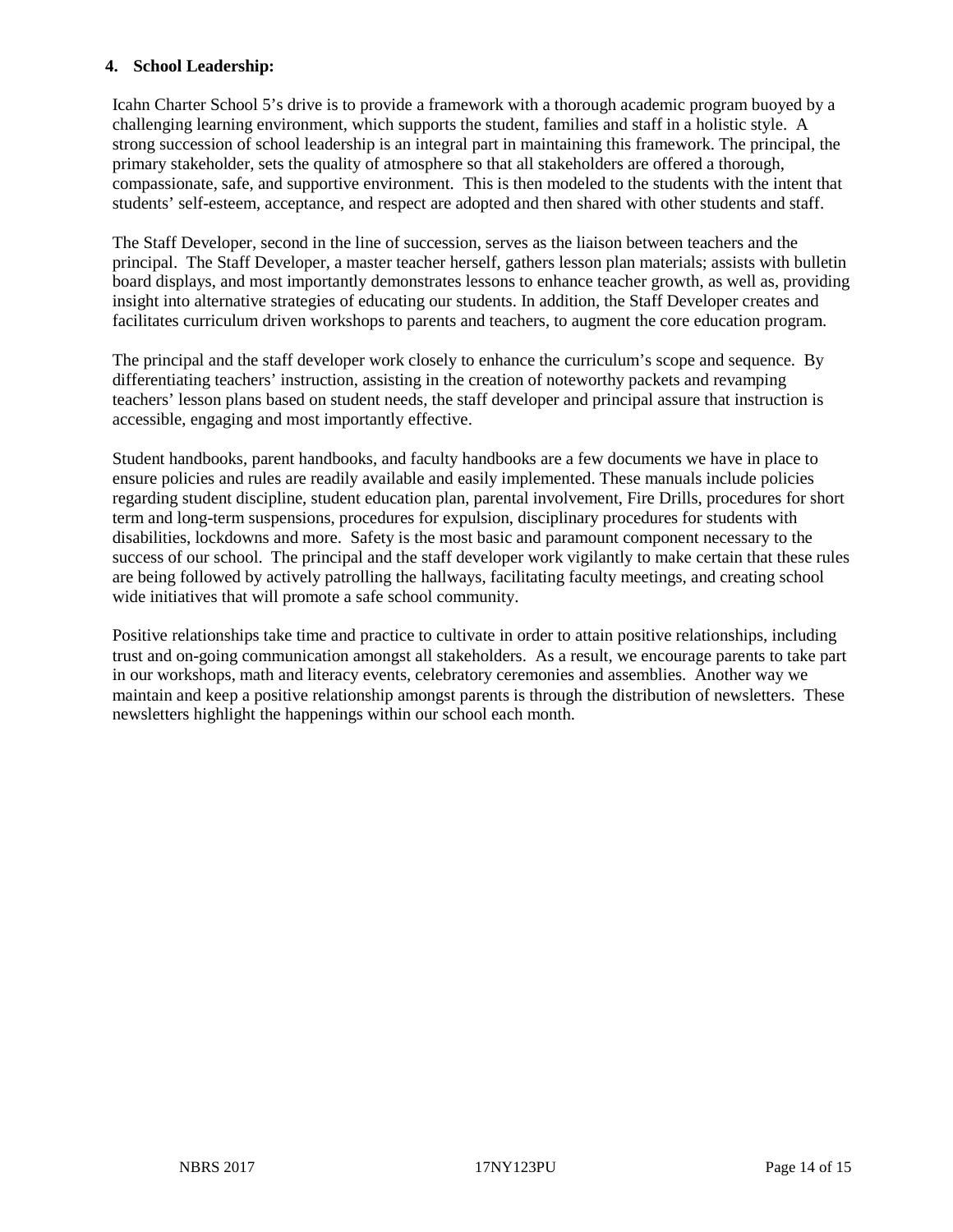**4. School Leadership:**

Icahn Charter School 5's drive is to provide a framework with a thorough academic program buoyed by a challenging learning environment, which supports the student, families and staff in a holistic style. A strong succession of school leadership is an integral part in maintaining this framework. The principal, the primary stakeholder, sets the quality of atmosphere so that all stakeholders are offered a thorough, compassionate, safe, and supportive environment. This is then modeled to the students with the intent that students' self-esteem, acceptance, and respect are adopted and then shared with other students and staff.

The Staff Developer, second in the line of succession, serves as the liaison between teachers and the principal. The Staff Developer, a master teacher herself, gathers lesson plan materials; assists with bulletin board displays, and most importantly demonstrates lessons to enhance teacher growth, as well as, providing insight into alternative strategies of educating our students. In addition, the Staff Developer creates and facilitates curriculum driven workshops to parents and teachers, to augment the core education program.

The principal and the staff developer work closely to enhance the curriculum's scope and sequence. By differentiating teachers' instruction, assisting in the creation of noteworthy packets and revamping teachers' lesson plans based on student needs, the staff developer and principal assure that instruction is accessible, engaging and most importantly effective.

Student handbooks, parent handbooks, and faculty handbooks are a few documents we have in place to ensure policies and rules are readily available and easily implemented. These manuals include policies regarding student discipline, student education plan, parental involvement, Fire Drills, procedures for short term and long-term suspensions, procedures for expulsion, disciplinary procedures for students with disabilities, lockdowns and more. Safety is the most basic and paramount component necessary to the success of our school. The principal and the staff developer work vigilantly to make certain that these rules are being followed by actively patrolling the hallways, facilitating faculty meetings, and creating school wide initiatives that will promote a safe school community.

Positive relationships take time and practice to cultivate in order to attain positive relationships, including trust and on-going communication amongst all stakeholders. As a result, we encourage parents to take part in our workshops, math and literacy events, celebratory ceremonies and assemblies. Another way we maintain and keep a positive relationship amongst parents is through the distribution of newsletters. These newsletters highlight the happenings within our school each month.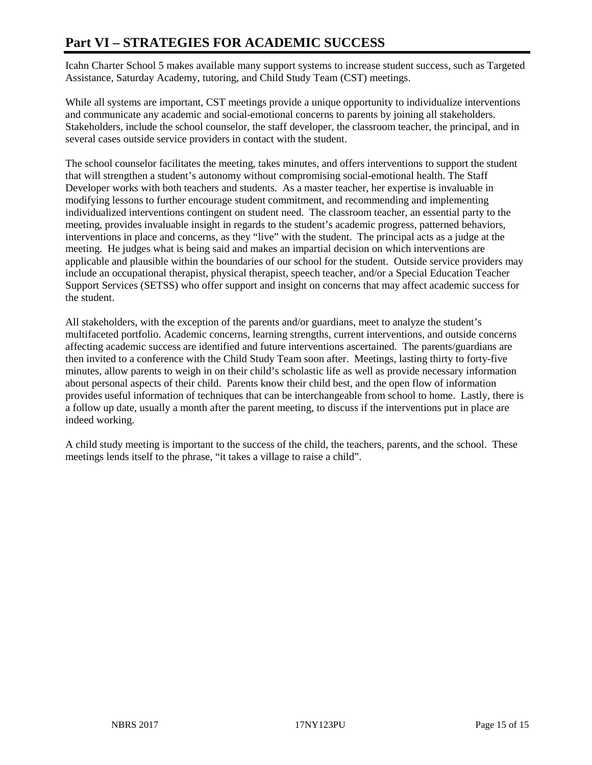# Part VI – STRATEGIES FOR ACADEMIC SUCCESS

Icahn Charter School 5 makes available many support systems to increase student success, such as Targeted Assistance, Saturday Academy, tutoring, and Child Study Team (CST) meetings.

While all systems are important, CST meetings provide a unique opportunity to individualize interventions and communicate any academic and social-emotional concerns to parents by joining all stakeholders. Stakeholders, include the school counselor, the staff developer, the classroom teacher, the principal, and in several cases outside service providers in contact with the student.

The school counselor facilitates the meeting, takes minutes, and offers interventions to support the student that will strengthen a student's autonomy without compromising social-emotional health. The Staff Developer works with both teachers and students. As a master teacher, her expertise is invaluable in modifying lessons to further encourage student commitment, and recommending and implementing individualized interventions contingent on student need. The classroom teacher, an essential party to the meeting, provides invaluable insight in regards to the student's academic progress, patterned behaviors, interventions in place and concerns, as they "live" with the student. The principal acts as a judge at the meeting. He judges what is being said and makes an impartial decision on which interventions are applicable and plausible within the boundaries of our school for the student. Outside service providers may include an occupational therapist, physical therapist, speech teacher, and/or a Special Education Teacher Support Services (SETSS) who offer support and insight on concerns that may affect academic success for the student.

All stakeholders, with the exception of the parents and/or guardians, meet to analyze the student's multifaceted portfolio. Academic concerns, learning strengths, current interventions, and outside concerns affecting academic success are identified and future interventions ascertained. The parents/guardians are then invited to a conference with the Child Study Team soon after. Meetings, lasting thirty to forty-five minutes, allow parents to weigh in on their child's scholastic life as well as provide necessary information about personal aspects of their child. Parents know their child best, and the open flow of information provides useful information of techniques that can be interchangeable from school to home. Lastly, there is a follow up date, usually a month after the parent meeting, to discuss if the interventions put in place are indeed working.

A child study meeting is important to the success of the child, the teachers, parents, and the school. These meetings lends itself to the phrase, "it takes a village to raise a child".